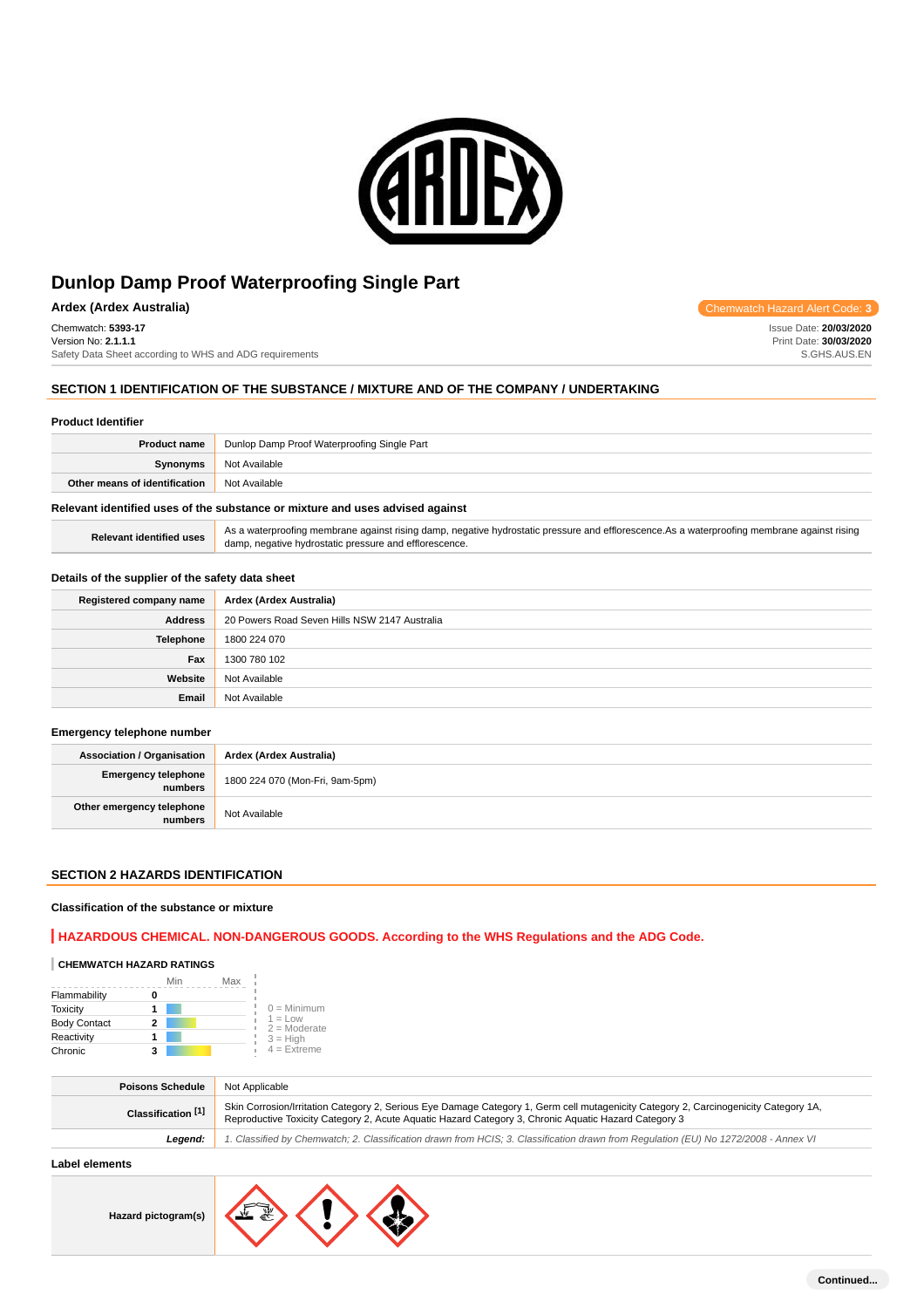# Dunlop Damp Proof Waterproofing Single Part

**Ardex (Ardex Australia)**

Chemwatch Hazard Alert Code: **3**

Chemwatch: **5393-17**
Version No: **2.1.1.1**
Safety Data Sheet according to WHS and ADG requirements

Issue Date: **20/03/2020**
Print Date: **30/03/2020**
S.GHS.AUS.EN

## SECTION 1 IDENTIFICATION OF THE SUBSTANCE / MIXTURE AND OF THE COMPANY / UNDERTAKING

### Product Identifier

| | |
|---|---|
| **Product name** | Dunlop Damp Proof Waterproofing Single Part |
| **Synonyms** | Not Available |
| **Other means of identification** | Not Available |

### Relevant identified uses of the substance or mixture and uses advised against

| | |
|---|---|
| **Relevant identified uses** | As a waterproofing membrane against rising damp, negative hydrostatic pressure and efflorescence.As a waterproofing membrane against rising damp, negative hydrostatic pressure and efflorescence. |

### Details of the supplier of the safety data sheet

| | |
|---|---|
| **Registered company name** | Ardex (Ardex Australia) |
| **Address** | 20 Powers Road Seven Hills NSW 2147 Australia |
| **Telephone** | 1800 224 070 |
| **Fax** | 1300 780 102 |
| **Website** | Not Available |
| **Email** | Not Available |

### Emergency telephone number

| | |
|---|---|
| **Association / Organisation** | Ardex (Ardex Australia) |
| **Emergency telephone numbers** | 1800 224 070 (Mon-Fri, 9am-5pm) |
| **Other emergency telephone numbers** | Not Available |

## SECTION 2 HAZARDS IDENTIFICATION

### Classification of the substance or mixture

**HAZARDOUS CHEMICAL. NON-DANGEROUS GOODS. According to the WHS Regulations and the ADG Code.**

**CHEMWATCH HAZARD RATINGS**

| | Rating |
|---|---|
| Flammability | 0 |
| Toxicity | 1 |
| Body Contact | 2 |
| Reactivity | 1 |
| Chronic | 3 |

0 = Minimum
1 = Low
2 = Moderate
3 = High
4 = Extreme

| | |
|---|---|
| **Poisons Schedule** | Not Applicable |
| **Classification [1]** | Skin Corrosion/Irritation Category 2, Serious Eye Damage Category 1, Germ cell mutagenicity Category 2, Carcinogenicity Category 1A, Reproductive Toxicity Category 2, Acute Aquatic Hazard Category 3, Chronic Aquatic Hazard Category 3 |
| ***Legend:*** | *1. Classified by Chemwatch; 2. Classification drawn from HCIS; 3. Classification drawn from Regulation (EU) No 1272/2008 - Annex VI* |

### Label elements

| | |
|---|---|
| **Hazard pictogram(s)** | |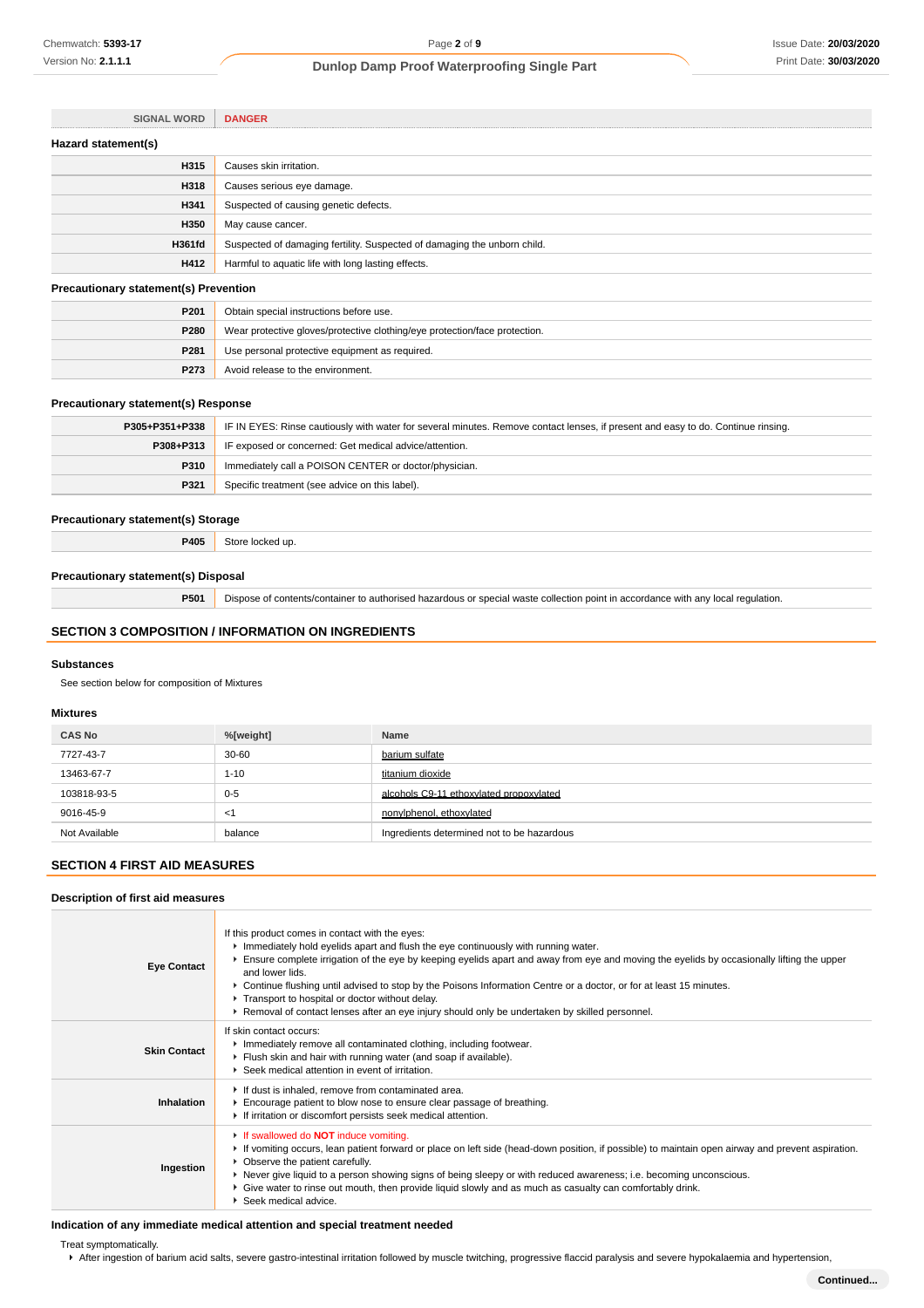| SIGNAL WORD | DANGER |
|---|---|

### Hazard statement(s)

| | |
|---|---|
| **H315** | Causes skin irritation. |
| **H318** | Causes serious eye damage. |
| **H341** | Suspected of causing genetic defects. |
| **H350** | May cause cancer. |
| **H361fd** | Suspected of damaging fertility. Suspected of damaging the unborn child. |
| **H412** | Harmful to aquatic life with long lasting effects. |

### Precautionary statement(s) Prevention

| | |
|---|---|
| **P201** | Obtain special instructions before use. |
| **P280** | Wear protective gloves/protective clothing/eye protection/face protection. |
| **P281** | Use personal protective equipment as required. |
| **P273** | Avoid release to the environment. |

### Precautionary statement(s) Response

| | |
|---|---|
| **P305+P351+P338** | IF IN EYES: Rinse cautiously with water for several minutes. Remove contact lenses, if present and easy to do. Continue rinsing. |
| **P308+P313** | IF exposed or concerned: Get medical advice/attention. |
| **P310** | Immediately call a POISON CENTER or doctor/physician. |
| **P321** | Specific treatment (see advice on this label). |

### Precautionary statement(s) Storage

| | |
|---|---|
| **P405** | Store locked up. |

### Precautionary statement(s) Disposal

| | |
|---|---|
| **P501** | Dispose of contents/container to authorised hazardous or special waste collection point in accordance with any local regulation. |

## SECTION 3 COMPOSITION / INFORMATION ON INGREDIENTS

### Substances

See section below for composition of Mixtures

### Mixtures

| CAS No | %[weight] | Name |
|---|---|---|
| 7727-43-7 | 30-60 | barium sulfate |
| 13463-67-7 | 1-10 | titanium dioxide |
| 103818-93-5 | 0-5 | alcohols C9-11 ethoxylated propoxylated |
| 9016-45-9 | <1 | nonylphenol, ethoxylated |
| Not Available | balance | Ingredients determined not to be hazardous |

## SECTION 4 FIRST AID MEASURES

### Description of first aid measures

| | |
|---|---|
| **Eye Contact** | If this product comes in contact with the eyes:<br>▸ Immediately hold eyelids apart and flush the eye continuously with running water.<br>▸ Ensure complete irrigation of the eye by keeping eyelids apart and away from eye and moving the eyelids by occasionally lifting the upper and lower lids.<br>▸ Continue flushing until advised to stop by the Poisons Information Centre or a doctor, or for at least 15 minutes.<br>▸ Transport to hospital or doctor without delay.<br>▸ Removal of contact lenses after an eye injury should only be undertaken by skilled personnel. |
| **Skin Contact** | If skin contact occurs:<br>▸ Immediately remove all contaminated clothing, including footwear.<br>▸ Flush skin and hair with running water (and soap if available).<br>▸ Seek medical attention in event of irritation. |
| **Inhalation** | ▸ If dust is inhaled, remove from contaminated area.<br>▸ Encourage patient to blow nose to ensure clear passage of breathing.<br>▸ If irritation or discomfort persists seek medical attention. |
| **Ingestion** | ▸ If swallowed do **NOT** induce vomiting.<br>▸ If vomiting occurs, lean patient forward or place on left side (head-down position, if possible) to maintain open airway and prevent aspiration.<br>▸ Observe the patient carefully.<br>▸ Never give liquid to a person showing signs of being sleepy or with reduced awareness; i.e. becoming unconscious.<br>▸ Give water to rinse out mouth, then provide liquid slowly and as much as casualty can comfortably drink.<br>▸ Seek medical advice. |

### Indication of any immediate medical attention and special treatment needed

Treat symptomatically.

- After ingestion of barium acid salts, severe gastro-intestinal irritation followed by muscle twitching, progressive flaccid paralysis and severe hypokalaemia and hypertension,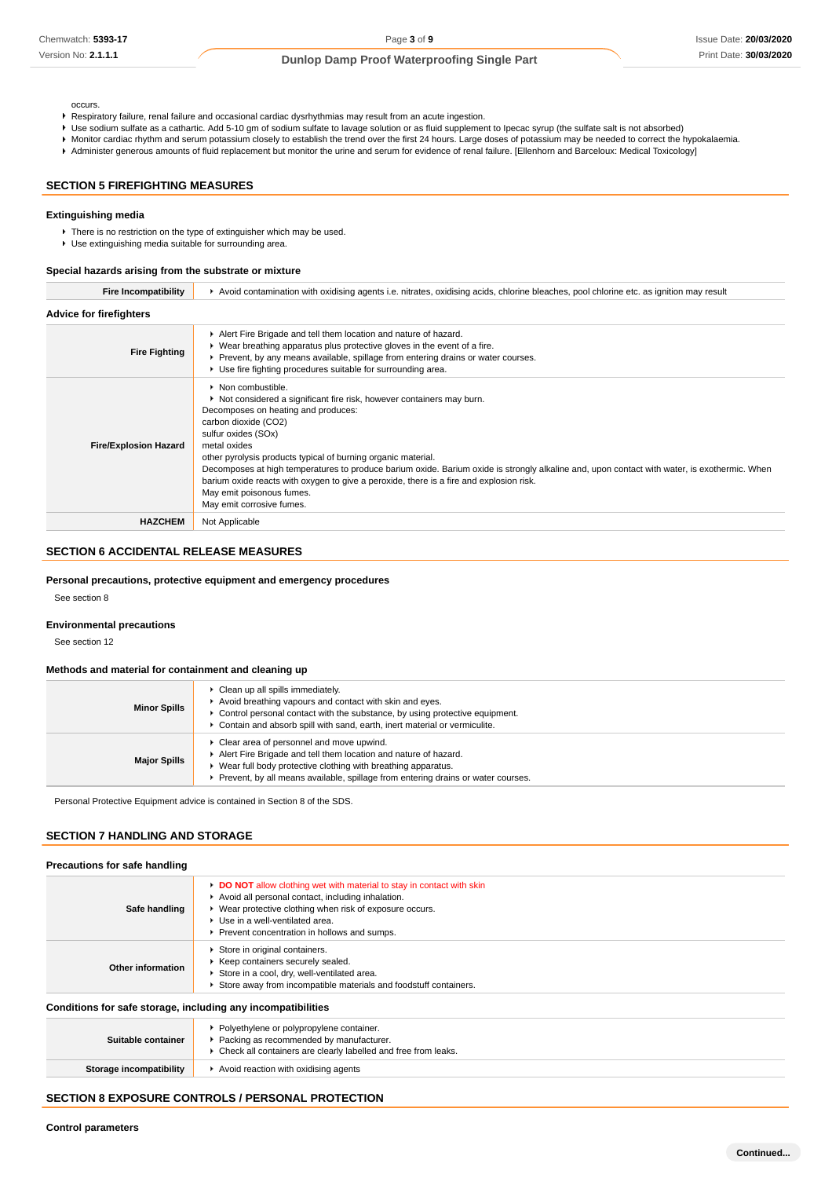occurs.

- Respiratory failure, renal failure and occasional cardiac dysrhythmias may result from an acute ingestion.
- Use sodium sulfate as a cathartic. Add 5-10 gm of sodium sulfate to lavage solution or as fluid supplement to Ipecac syrup (the sulfate salt is not absorbed)
- Monitor cardiac rhythm and serum potassium closely to establish the trend over the first 24 hours. Large doses of potassium may be needed to correct the hypokalaemia.
- Administer generous amounts of fluid replacement but monitor the urine and serum for evidence of renal failure. [Ellenhorn and Barceloux: Medical Toxicology]

## SECTION 5 FIREFIGHTING MEASURES

### Extinguishing media

- There is no restriction on the type of extinguisher which may be used.
- Use extinguishing media suitable for surrounding area.

### Special hazards arising from the substrate or mixture

| | |
|---|---|
| **Fire Incompatibility** | Avoid contamination with oxidising agents i.e. nitrates, oxidising acids, chlorine bleaches, pool chlorine etc. as ignition may result |

### Advice for firefighters

| | |
|---|---|
| **Fire Fighting** | Alert Fire Brigade and tell them location and nature of hazard.<br>Wear breathing apparatus plus protective gloves in the event of a fire.<br>Prevent, by any means available, spillage from entering drains or water courses.<br>Use fire fighting procedures suitable for surrounding area. |
| **Fire/Explosion Hazard** | Non combustible.<br>Not considered a significant fire risk, however containers may burn.<br>Decomposes on heating and produces:<br>carbon dioxide ($CO_2$)<br>sulfur oxides (SOx)<br>metal oxides<br>other pyrolysis products typical of burning organic material.<br>Decomposes at high temperatures to produce barium oxide. Barium oxide is strongly alkaline and, upon contact with water, is exothermic. When barium oxide reacts with oxygen to give a peroxide, there is a fire and explosion risk.<br>May emit poisonous fumes.<br>May emit corrosive fumes. |
| **HAZCHEM** | Not Applicable |

## SECTION 6 ACCIDENTAL RELEASE MEASURES

### Personal precautions, protective equipment and emergency procedures

See section 8

### Environmental precautions

See section 12

### Methods and material for containment and cleaning up

| | |
|---|---|
| **Minor Spills** | Clean up all spills immediately.<br>Avoid breathing vapours and contact with skin and eyes.<br>Control personal contact with the substance, by using protective equipment.<br>Contain and absorb spill with sand, earth, inert material or vermiculite. |
| **Major Spills** | Clear area of personnel and move upwind.<br>Alert Fire Brigade and tell them location and nature of hazard.<br>Wear full body protective clothing with breathing apparatus.<br>Prevent, by all means available, spillage from entering drains or water courses. |

Personal Protective Equipment advice is contained in Section 8 of the SDS.

## SECTION 7 HANDLING AND STORAGE

### Precautions for safe handling

| | |
|---|---|
| **Safe handling** | **DO NOT** allow clothing wet with material to stay in contact with skin<br>Avoid all personal contact, including inhalation.<br>Wear protective clothing when risk of exposure occurs.<br>Use in a well-ventilated area.<br>Prevent concentration in hollows and sumps. |
| **Other information** | Store in original containers.<br>Keep containers securely sealed.<br>Store in a cool, dry, well-ventilated area.<br>Store away from incompatible materials and foodstuff containers. |

### Conditions for safe storage, including any incompatibilities

| | |
|---|---|
| **Suitable container** | Polyethylene or polypropylene container.<br>Packing as recommended by manufacturer.<br>Check all containers are clearly labelled and free from leaks. |
| **Storage incompatibility** | Avoid reaction with oxidising agents |

## SECTION 8 EXPOSURE CONTROLS / PERSONAL PROTECTION

### Control parameters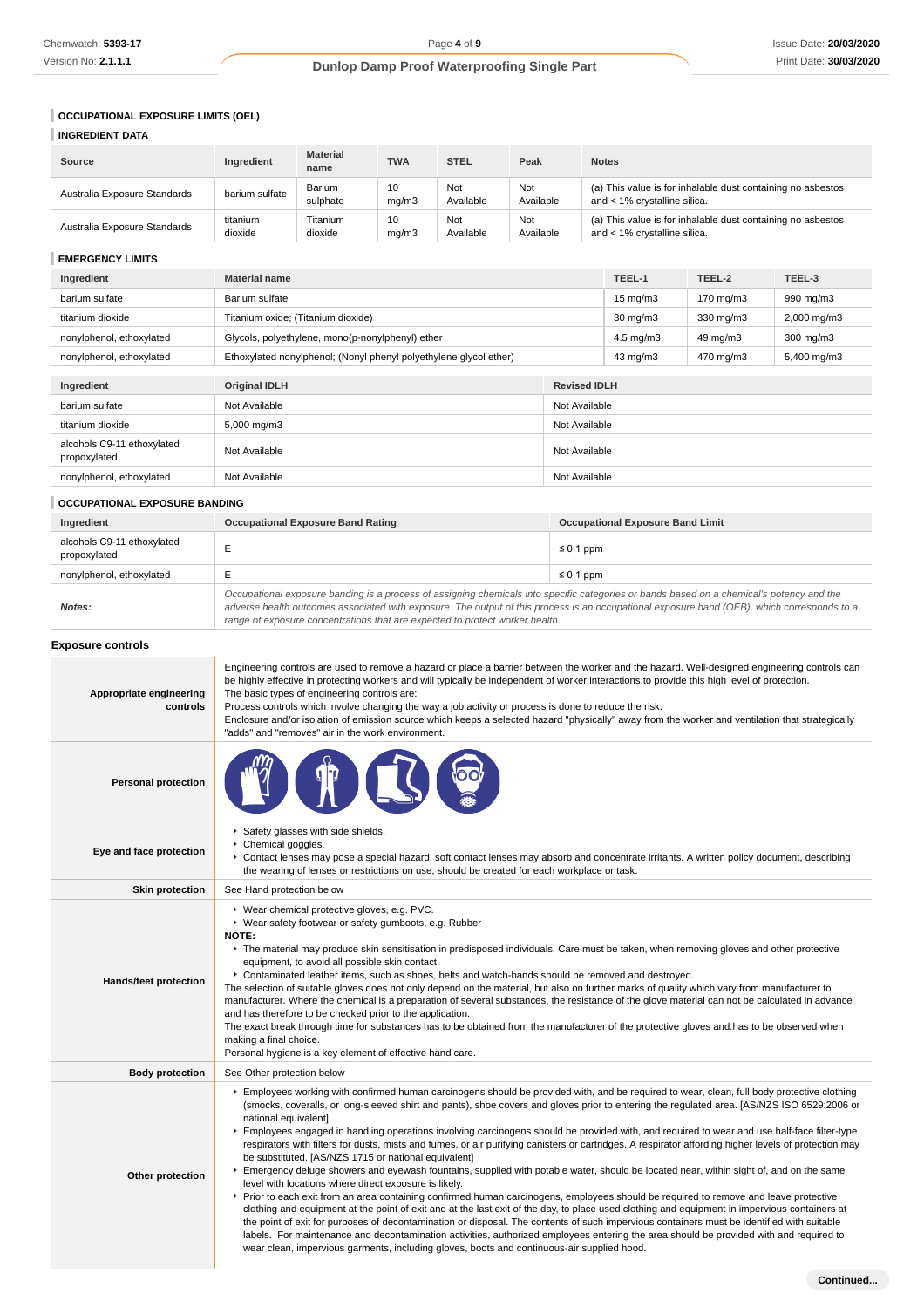## OCCUPATIONAL EXPOSURE LIMITS (OEL)

### INGREDIENT DATA

| Source | Ingredient | Material name | TWA | STEL | Peak | Notes |
|---|---|---|---|---|---|---|
| Australia Exposure Standards | barium sulfate | Barium sulphate | 10 mg/m3 | Not Available | Not Available | (a) This value is for inhalable dust containing no asbestos and < 1% crystalline silica. |
| Australia Exposure Standards | titanium dioxide | Titanium dioxide | 10 mg/m3 | Not Available | Not Available | (a) This value is for inhalable dust containing no asbestos and < 1% crystalline silica. |

### EMERGENCY LIMITS

| Ingredient | Material name | TEEL-1 | TEEL-2 | TEEL-3 |
|---|---|---|---|---|
| barium sulfate | Barium sulfate | 15 mg/m3 | 170 mg/m3 | 990 mg/m3 |
| titanium dioxide | Titanium oxide; (Titanium dioxide) | 30 mg/m3 | 330 mg/m3 | 2,000 mg/m3 |
| nonylphenol, ethoxylated | Glycols, polyethylene, mono(p-nonylphenyl) ether | 4.5 mg/m3 | 49 mg/m3 | 300 mg/m3 |
| nonylphenol, ethoxylated | Ethoxylated nonylphenol; (Nonyl phenyl polyethylene glycol ether) | 43 mg/m3 | 470 mg/m3 | 5,400 mg/m3 |

| Ingredient | Original IDLH | Revised IDLH |
|---|---|---|
| barium sulfate | Not Available | Not Available |
| titanium dioxide | 5,000 mg/m3 | Not Available |
| alcohols C9-11 ethoxylated propoxylated | Not Available | Not Available |
| nonylphenol, ethoxylated | Not Available | Not Available |

### OCCUPATIONAL EXPOSURE BANDING

| Ingredient | Occupational Exposure Band Rating | Occupational Exposure Band Limit |
|---|---|---|
| alcohols C9-11 ethoxylated propoxylated | E | ≤ 0.1 ppm |
| nonylphenol, ethoxylated | E | ≤ 0.1 ppm |
| ***Notes:*** | *Occupational exposure banding is a process of assigning chemicals into specific categories or bands based on a chemical's potency and the adverse health outcomes associated with exposure. The output of this process is an occupational exposure band (OEB), which corresponds to a range of exposure concentrations that are expected to protect worker health.* | |

### Exposure controls

**Appropriate engineering controls**

Engineering controls are used to remove a hazard or place a barrier between the worker and the hazard. Well-designed engineering controls can be highly effective in protecting workers and will typically be independent of worker interactions to provide this high level of protection.
The basic types of engineering controls are:
Process controls which involve changing the way a job activity or process is done to reduce the risk.
Enclosure and/or isolation of emission source which keeps a selected hazard "physically" away from the worker and ventilation that strategically "adds" and "removes" air in the work environment.

**Personal protection**

**Eye and face protection**

- Safety glasses with side shields.
- Chemical goggles.
- Contact lenses may pose a special hazard; soft contact lenses may absorb and concentrate irritants. A written policy document, describing the wearing of lenses or restrictions on use, should be created for each workplace or task.

**Skin protection**

See Hand protection below

**Hands/feet protection**

- Wear chemical protective gloves, e.g. PVC.
- Wear safety footwear or safety gumboots, e.g. Rubber

**NOTE:**

- The material may produce skin sensitisation in predisposed individuals. Care must be taken, when removing gloves and other protective equipment, to avoid all possible skin contact.
- Contaminated leather items, such as shoes, belts and watch-bands should be removed and destroyed.

The selection of suitable gloves does not only depend on the material, but also on further marks of quality which vary from manufacturer to manufacturer. Where the chemical is a preparation of several substances, the resistance of the glove material can not be calculated in advance and has therefore to be checked prior to the application.
The exact break through time for substances has to be obtained from the manufacturer of the protective gloves and.has to be observed when making a final choice.
Personal hygiene is a key element of effective hand care.

**Body protection**

See Other protection below

**Other protection**

- Employees working with confirmed human carcinogens should be provided with, and be required to wear, clean, full body protective clothing (smocks, coveralls, or long-sleeved shirt and pants), shoe covers and gloves prior to entering the regulated area. [AS/NZS ISO 6529:2006 or national equivalent]
- Employees engaged in handling operations involving carcinogens should be provided with, and required to wear and use half-face filter-type respirators with filters for dusts, mists and fumes, or air purifying canisters or cartridges. A respirator affording higher levels of protection may be substituted. [AS/NZS 1715 or national equivalent]
- Emergency deluge showers and eyewash fountains, supplied with potable water, should be located near, within sight of, and on the same level with locations where direct exposure is likely.
- Prior to each exit from an area containing confirmed human carcinogens, employees should be required to remove and leave protective clothing and equipment at the point of exit and at the last exit of the day, to place used clothing and equipment in impervious containers at the point of exit for purposes of decontamination or disposal. The contents of such impervious containers must be identified with suitable labels. For maintenance and decontamination activities, authorized employees entering the area should be provided with and required to wear clean, impervious garments, including gloves, boots and continuous-air supplied hood.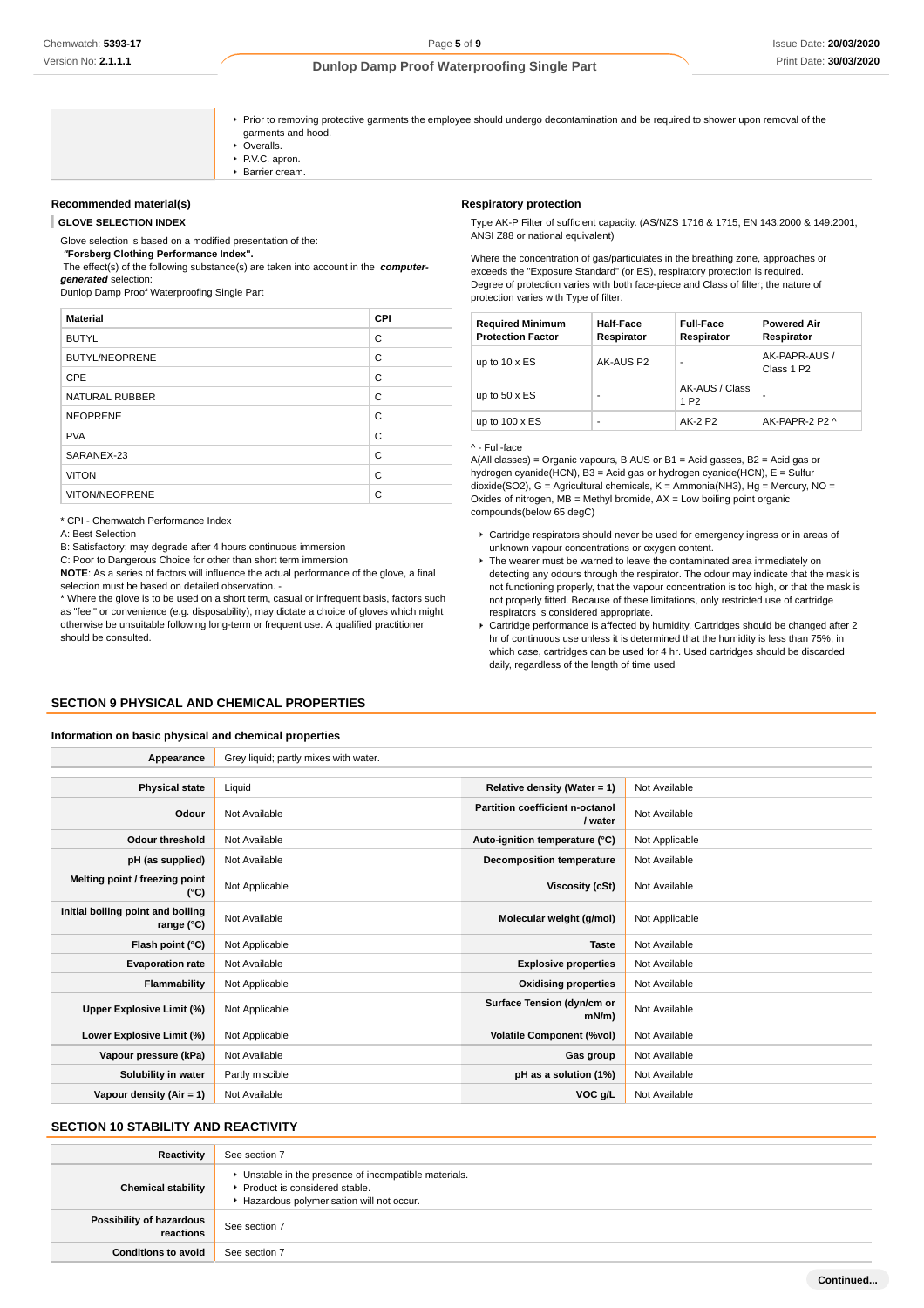- Prior to removing protective garments the employee should undergo decontamination and be required to shower upon removal of the garments and hood.
- Overalls.
- P.V.C. apron.
- Barrier cream.

### Recommended material(s)

**GLOVE SELECTION INDEX**

Glove selection is based on a modified presentation of the:
***"Forsberg Clothing Performance Index".***
The effect(s) of the following substance(s) are taken into account in the ***computer-generated*** selection:
Dunlop Damp Proof Waterproofing Single Part

| Material | CPI |
|---|---|
| BUTYL | C |
| BUTYL/NEOPRENE | C |
| CPE | C |
| NATURAL RUBBER | C |
| NEOPRENE | C |
| PVA | C |
| SARANEX-23 | C |
| VITON | C |
| VITON/NEOPRENE | C |

\* CPI - Chemwatch Performance Index
A: Best Selection
B: Satisfactory; may degrade after 4 hours continuous immersion
C: Poor to Dangerous Choice for other than short term immersion
**NOTE**: As a series of factors will influence the actual performance of the glove, a final selection must be based on detailed observation. -
\* Where the glove is to be used on a short term, casual or infrequent basis, factors such as "feel" or convenience (e.g. disposability), may dictate a choice of gloves which might otherwise be unsuitable following long-term or frequent use. A qualified practitioner should be consulted.

### Respiratory protection

Type AK-P Filter of sufficient capacity. (AS/NZS 1716 & 1715, EN 143:2000 & 149:2001, ANSI Z88 or national equivalent)

Where the concentration of gas/particulates in the breathing zone, approaches or exceeds the "Exposure Standard" (or ES), respiratory protection is required.
Degree of protection varies with both face-piece and Class of filter; the nature of protection varies with Type of filter.

| Required Minimum Protection Factor | Half-Face Respirator | Full-Face Respirator | Powered Air Respirator |
|---|---|---|---|
| up to 10 x ES | AK-AUS P2 | - | AK-PAPR-AUS / Class 1 P2 |
| up to 50 x ES | - | AK-AUS / Class 1 P2 | - |
| up to 100 x ES | - | AK-2 P2 | AK-PAPR-2 P2 ^ |

^ - Full-face
A(All classes) = Organic vapours, B AUS or B1 = Acid gasses, B2 = Acid gas or hydrogen cyanide(HCN), B3 = Acid gas or hydrogen cyanide(HCN), E = Sulfur dioxide($SO_2$), G = Agricultural chemicals, K = Ammonia($NH_3$), Hg = Mercury, NO = Oxides of nitrogen, MB = Methyl bromide, AX = Low boiling point organic compounds(below 65 degC)

- Cartridge respirators should never be used for emergency ingress or in areas of unknown vapour concentrations or oxygen content.
- The wearer must be warned to leave the contaminated area immediately on detecting any odours through the respirator. The odour may indicate that the mask is not functioning properly, that the vapour concentration is too high, or that the mask is not properly fitted. Because of these limitations, only restricted use of cartridge respirators is considered appropriate.
- Cartridge performance is affected by humidity. Cartridges should be changed after 2 hr of continuous use unless it is determined that the humidity is less than 75%, in which case, cartridges can be used for 4 hr. Used cartridges should be discarded daily, regardless of the length of time used

## SECTION 9 PHYSICAL AND CHEMICAL PROPERTIES

### Information on basic physical and chemical properties

| | | | |
|---|---|---|---|
| **Appearance** | Grey liquid; partly mixes with water. | | |
| **Physical state** | Liquid | **Relative density (Water = 1)** | Not Available |
| **Odour** | Not Available | **Partition coefficient n-octanol / water** | Not Available |
| **Odour threshold** | Not Available | **Auto-ignition temperature (°C)** | Not Applicable |
| **pH (as supplied)** | Not Available | **Decomposition temperature** | Not Available |
| **Melting point / freezing point (°C)** | Not Applicable | **Viscosity (cSt)** | Not Available |
| **Initial boiling point and boiling range (°C)** | Not Available | **Molecular weight (g/mol)** | Not Applicable |
| **Flash point (°C)** | Not Applicable | **Taste** | Not Available |
| **Evaporation rate** | Not Available | **Explosive properties** | Not Available |
| **Flammability** | Not Applicable | **Oxidising properties** | Not Available |
| **Upper Explosive Limit (%)** | Not Applicable | **Surface Tension (dyn/cm or mN/m)** | Not Available |
| **Lower Explosive Limit (%)** | Not Applicable | **Volatile Component (%vol)** | Not Available |
| **Vapour pressure (kPa)** | Not Available | **Gas group** | Not Available |
| **Solubility in water** | Partly miscible | **pH as a solution (1%)** | Not Available |
| **Vapour density (Air = 1)** | Not Available | **VOC g/L** | Not Available |

## SECTION 10 STABILITY AND REACTIVITY

| | |
|---|---|
| **Reactivity** | See section 7 |
| **Chemical stability** | ▸ Unstable in the presence of incompatible materials.<br>▸ Product is considered stable.<br>▸ Hazardous polymerisation will not occur. |
| **Possibility of hazardous reactions** | See section 7 |
| **Conditions to avoid** | See section 7 |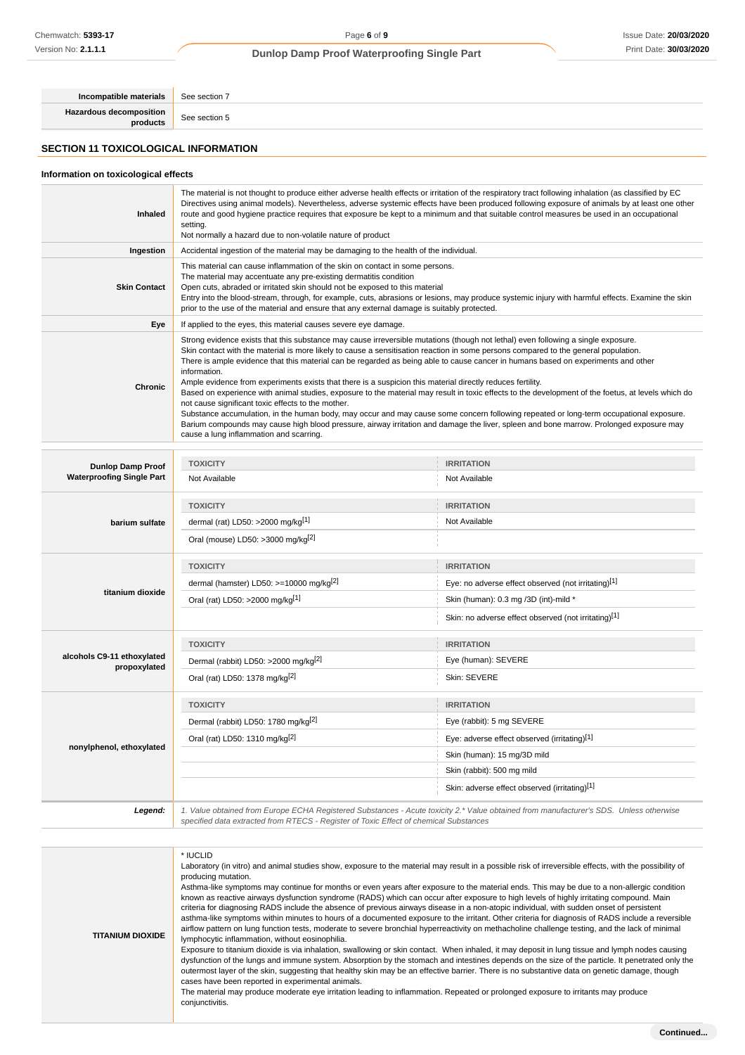| | |
|---|---|
| **Incompatible materials** | See section 7 |
| **Hazardous decomposition products** | See section 5 |

## SECTION 11 TOXICOLOGICAL INFORMATION

### Information on toxicological effects

| | |
|---|---|
| **Inhaled** | The material is not thought to produce either adverse health effects or irritation of the respiratory tract following inhalation (as classified by EC Directives using animal models). Nevertheless, adverse systemic effects have been produced following exposure of animals by at least one other route and good hygiene practice requires that exposure be kept to a minimum and that suitable control measures be used in an occupational setting.<br>Not normally a hazard due to non-volatile nature of product |
| **Ingestion** | Accidental ingestion of the material may be damaging to the health of the individual. |
| **Skin Contact** | This material can cause inflammation of the skin on contact in some persons.<br>The material may accentuate any pre-existing dermatitis condition<br>Open cuts, abraded or irritated skin should not be exposed to this material<br>Entry into the blood-stream, through, for example, cuts, abrasions or lesions, may produce systemic injury with harmful effects. Examine the skin prior to the use of the material and ensure that any external damage is suitably protected. |
| **Eye** | If applied to the eyes, this material causes severe eye damage. |
| **Chronic** | Strong evidence exists that this substance may cause irreversible mutations (though not lethal) even following a single exposure.<br>Skin contact with the material is more likely to cause a sensitisation reaction in some persons compared to the general population.<br>There is ample evidence that this material can be regarded as being able to cause cancer in humans based on experiments and other information.<br>Ample evidence from experiments exists that there is a suspicion this material directly reduces fertility.<br>Based on experience with animal studies, exposure to the material may result in toxic effects to the development of the foetus, at levels which do not cause significant toxic effects to the mother.<br>Substance accumulation, in the human body, may occur and may cause some concern following repeated or long-term occupational exposure.<br>Barium compounds may cause high blood pressure, airway irritation and damage the liver, spleen and bone marrow. Prolonged exposure may cause a lung inflammation and scarring. |

| | TOXICITY | IRRITATION |
|---|---|---|
| **Dunlop Damp Proof Waterproofing Single Part** | Not Available | Not Available |
| **barium sulfate** | dermal (rat) LD50: >2000 mg/kg[1] | Not Available |
| | Oral (mouse) LD50: >3000 mg/kg[2] | |
| **titanium dioxide** | dermal (hamster) LD50: >=10000 mg/kg[2] | Eye: no adverse effect observed (not irritating)[1] |
| | Oral (rat) LD50: >2000 mg/kg[1] | Skin (human): 0.3 mg /3D (int)-mild * |
| | | Skin: no adverse effect observed (not irritating)[1] |
| **alcohols C9-11 ethoxylated propoxylated** | Dermal (rabbit) LD50: >2000 mg/kg[2] | Eye (human): SEVERE |
| | Oral (rat) LD50: 1378 mg/kg[2] | Skin: SEVERE |
| **nonylphenol, ethoxylated** | Dermal (rabbit) LD50: 1780 mg/kg[2] | Eye (rabbit): 5 mg SEVERE |
| | Oral (rat) LD50: 1310 mg/kg[2] | Eye: adverse effect observed (irritating)[1] |
| | | Skin (human): 15 mg/3D mild |
| | | Skin (rabbit): 500 mg mild |
| | | Skin: adverse effect observed (irritating)[1] |
| ***Legend:*** | *1. Value obtained from Europe ECHA Registered Substances - Acute toxicity 2.* Value obtained from manufacturer's SDS. Unless otherwise specified data extracted from RTECS - Register of Toxic Effect of chemical Substances* | |

| | |
|---|---|
| **TITANIUM DIOXIDE** | * IUCLID<br>Laboratory (in vitro) and animal studies show, exposure to the material may result in a possible risk of irreversible effects, with the possibility of producing mutation.<br>Asthma-like symptoms may continue for months or even years after exposure to the material ends. This may be due to a non-allergic condition known as reactive airways dysfunction syndrome (RADS) which can occur after exposure to high levels of highly irritating compound. Main criteria for diagnosing RADS include the absence of previous airways disease in a non-atopic individual, with sudden onset of persistent asthma-like symptoms within minutes to hours of a documented exposure to the irritant. Other criteria for diagnosis of RADS include a reversible airflow pattern on lung function tests, moderate to severe bronchial hyperreactivity on methacholine challenge testing, and the lack of minimal lymphocytic inflammation, without eosinophilia.<br>Exposure to titanium dioxide is via inhalation, swallowing or skin contact. When inhaled, it may deposit in lung tissue and lymph nodes causing dysfunction of the lungs and immune system. Absorption by the stomach and intestines depends on the size of the particle. It penetrated only the outermost layer of the skin, suggesting that healthy skin may be an effective barrier. There is no substantive data on genetic damage, though cases have been reported in experimental animals.<br>The material may produce moderate eye irritation leading to inflammation. Repeated or prolonged exposure to irritants may produce conjunctivitis. |

**Continued...**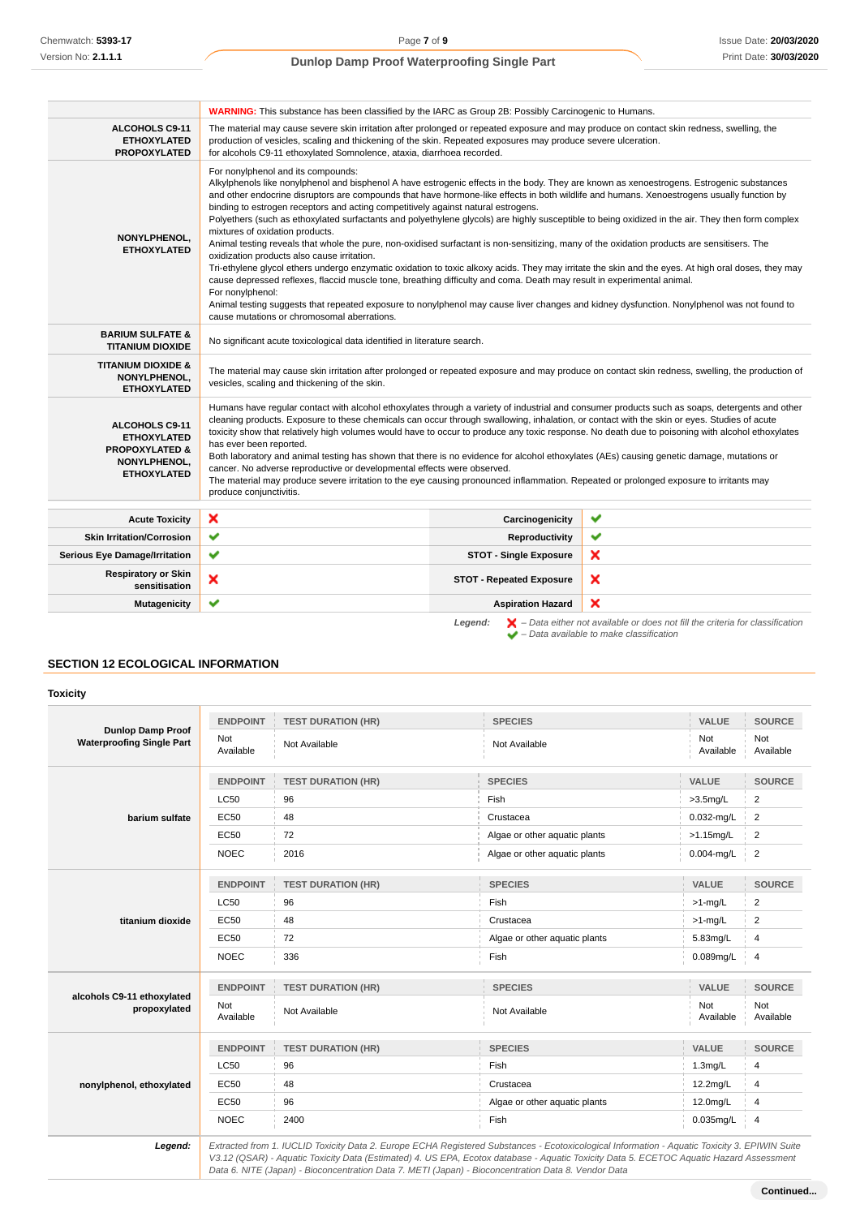| | |
|---|---|
| | **WARNING:** This substance has been classified by the IARC as Group 2B: Possibly Carcinogenic to Humans. |
| **ALCOHOLS C9-11 ETHOXYLATED PROPOXYLATED** | The material may cause severe skin irritation after prolonged or repeated exposure and may produce on contact skin redness, swelling, the production of vesicles, scaling and thickening of the skin. Repeated exposures may produce severe ulceration.<br>for alcohols C9-11 ethoxylated Somnolence, ataxia, diarrhoea recorded. |
| **NONYLPHENOL, ETHOXYLATED** | For nonylphenol and its compounds:<br>Alkylphenols like nonylphenol and bisphenol A have estrogenic effects in the body. They are known as xenoestrogens. Estrogenic substances and other endocrine disruptors are compounds that have hormone-like effects in both wildlife and humans. Xenoestrogens usually function by binding to estrogen receptors and acting competitively against natural estrogens.<br>Polyethers (such as ethoxylated surfactants and polyethylene glycols) are highly susceptible to being oxidized in the air. They then form complex mixtures of oxidation products.<br>Animal testing reveals that whole the pure, non-oxidised surfactant is non-sensitizing, many of the oxidation products are sensitisers. The oxidization products also cause irritation.<br>Tri-ethylene glycol ethers undergo enzymatic oxidation to toxic alkoxy acids. They may irritate the skin and the eyes. At high oral doses, they may cause depressed reflexes, flaccid muscle tone, breathing difficulty and coma. Death may result in experimental animal.<br>For nonylphenol:<br>Animal testing suggests that repeated exposure to nonylphenol may cause liver changes and kidney dysfunction. Nonylphenol was not found to cause mutations or chromosomal aberrations. |
| **BARIUM SULFATE & TITANIUM DIOXIDE** | No significant acute toxicological data identified in literature search. |
| **TITANIUM DIOXIDE & NONYLPHENOL, ETHOXYLATED** | The material may cause skin irritation after prolonged or repeated exposure and may produce on contact skin redness, swelling, the production of vesicles, scaling and thickening of the skin. |
| **ALCOHOLS C9-11 ETHOXYLATED PROPOXYLATED & NONYLPHENOL, ETHOXYLATED** | Humans have regular contact with alcohol ethoxylates through a variety of industrial and consumer products such as soaps, detergents and other cleaning products. Exposure to these chemicals can occur through swallowing, inhalation, or contact with the skin or eyes. Studies of acute toxicity show that relatively high volumes would have to occur to produce any toxic response. No death due to poisoning with alcohol ethoxylates has ever been reported.<br>Both laboratory and animal testing has shown that there is no evidence for alcohol ethoxylates (AEs) causing genetic damage, mutations or cancer. No adverse reproductive or developmental effects were observed.<br>The material may produce severe irritation to the eye causing pronounced inflammation. Repeated or prolonged exposure to irritants may produce conjunctivitis. |

| | | | |
|---|---|---|---|
| **Acute Toxicity** | ❌ | **Carcinogenicity** | ✔ |
| **Skin Irritation/Corrosion** | ✔ | **Reproductivity** | ✔ |
| **Serious Eye Damage/Irritation** | ✔ | **STOT - Single Exposure** | ❌ |
| **Respiratory or Skin sensitisation** | ❌ | **STOT - Repeated Exposure** | ❌ |
| **Mutagenicity** | ✔ | **Aspiration Hazard** | ❌ |

*Legend:* ❌ *– Data either not available or does not fill the criteria for classification*
✔ *– Data available to make classification*

## SECTION 12 ECOLOGICAL INFORMATION

### Toxicity

| | ENDPOINT | TEST DURATION (HR) | SPECIES | VALUE | SOURCE |
|---|---|---|---|---|---|
| **Dunlop Damp Proof Waterproofing Single Part** | Not Available | Not Available | Not Available | Not Available | Not Available |
| **barium sulfate** | ENDPOINT | TEST DURATION (HR) | SPECIES | VALUE | SOURCE |
| | LC50 | 96 | Fish | >3.5mg/L | 2 |
| | EC50 | 48 | Crustacea | 0.032-mg/L | 2 |
| | EC50 | 72 | Algae or other aquatic plants | >1.15mg/L | 2 |
| | NOEC | 2016 | Algae or other aquatic plants | 0.004-mg/L | 2 |
| **titanium dioxide** | ENDPOINT | TEST DURATION (HR) | SPECIES | VALUE | SOURCE |
| | LC50 | 96 | Fish | >1-mg/L | 2 |
| | EC50 | 48 | Crustacea | >1-mg/L | 2 |
| | EC50 | 72 | Algae or other aquatic plants | 5.83mg/L | 4 |
| | NOEC | 336 | Fish | 0.089mg/L | 4 |
| **alcohols C9-11 ethoxylated propoxylated** | ENDPOINT | TEST DURATION (HR) | SPECIES | VALUE | SOURCE |
| | Not Available | Not Available | Not Available | Not Available | Not Available |
| **nonylphenol, ethoxylated** | ENDPOINT | TEST DURATION (HR) | SPECIES | VALUE | SOURCE |
| | LC50 | 96 | Fish | 1.3mg/L | 4 |
| | EC50 | 48 | Crustacea | 12.2mg/L | 4 |
| | EC50 | 96 | Algae or other aquatic plants | 12.0mg/L | 4 |
| | NOEC | 2400 | Fish | 0.035mg/L | 4 |
| ***Legend:*** | *Extracted from 1. IUCLID Toxicity Data 2. Europe ECHA Registered Substances - Ecotoxicological Information - Aquatic Toxicity 3. EPIWIN Suite V3.12 (QSAR) - Aquatic Toxicity Data (Estimated) 4. US EPA, Ecotox database - Aquatic Toxicity Data 5. ECETOC Aquatic Hazard Assessment Data 6. NITE (Japan) - Bioconcentration Data 7. METI (Japan) - Bioconcentration Data 8. Vendor Data* | | | | |

**Continued...**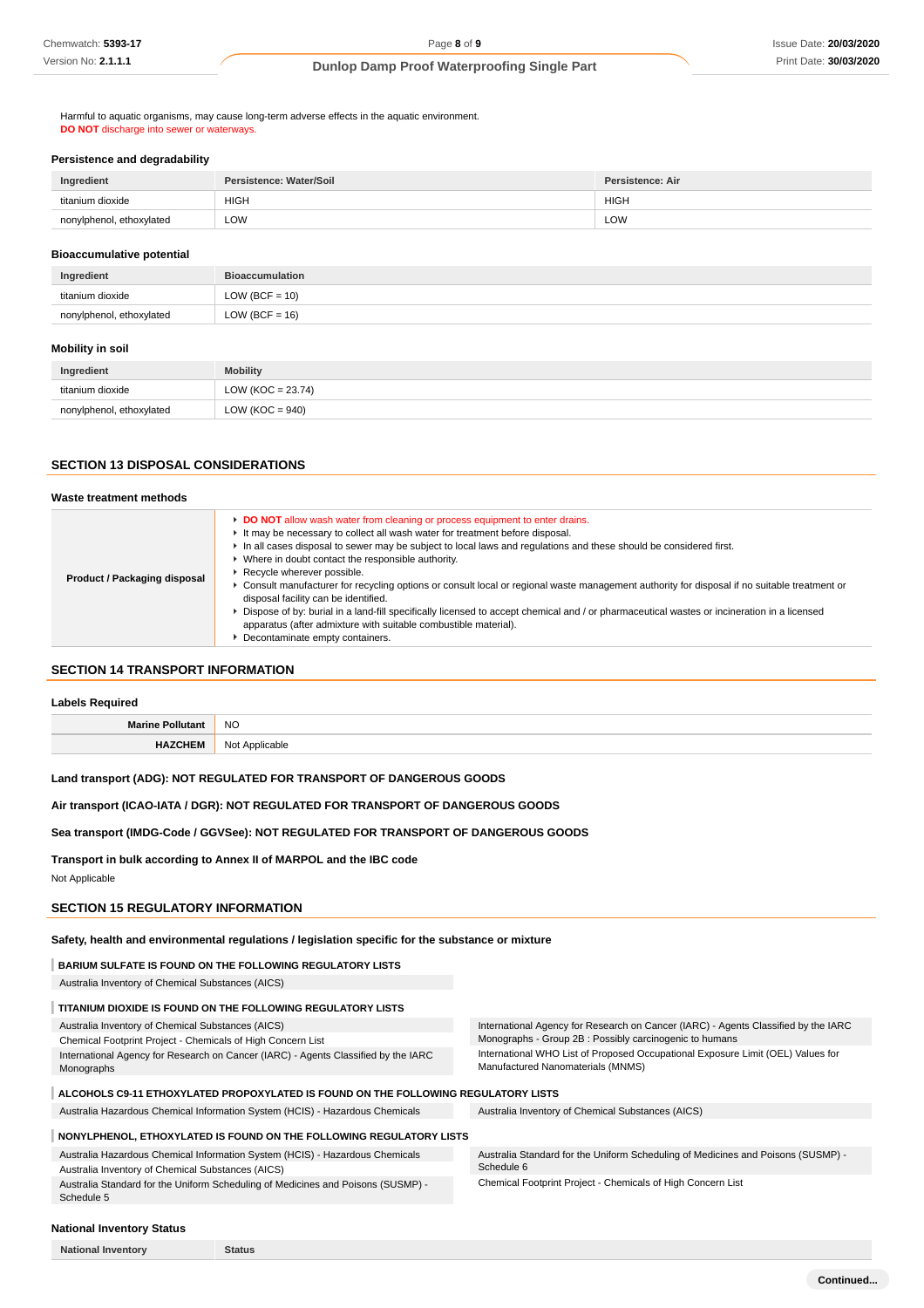Harmful to aquatic organisms, may cause long-term adverse effects in the aquatic environment.
**DO NOT** discharge into sewer or waterways.

### Persistence and degradability

| Ingredient | Persistence: Water/Soil | Persistence: Air |
| --- | --- | --- |
| titanium dioxide | HIGH | HIGH |
| nonylphenol, ethoxylated | LOW | LOW |

### Bioaccumulative potential

| Ingredient | Bioaccumulation |
| --- | --- |
| titanium dioxide | LOW (BCF = 10) |
| nonylphenol, ethoxylated | LOW (BCF = 16) |

### Mobility in soil

| Ingredient | Mobility |
| --- | --- |
| titanium dioxide | LOW (KOC = 23.74) |
| nonylphenol, ethoxylated | LOW (KOC = 940) |

## SECTION 13 DISPOSAL CONSIDERATIONS

### Waste treatment methods

| | |
| --- | --- |
| **Product / Packaging disposal** | ▸ **DO NOT** allow wash water from cleaning or process equipment to enter drains.<br>▸ It may be necessary to collect all wash water for treatment before disposal.<br>▸ In all cases disposal to sewer may be subject to local laws and regulations and these should be considered first.<br>▸ Where in doubt contact the responsible authority.<br>▸ Recycle wherever possible.<br>▸ Consult manufacturer for recycling options or consult local or regional waste management authority for disposal if no suitable treatment or disposal facility can be identified.<br>▸ Dispose of by: burial in a land-fill specifically licensed to accept chemical and / or pharmaceutical wastes or incineration in a licensed apparatus (after admixture with suitable combustible material).<br>▸ Decontaminate empty containers. |

## SECTION 14 TRANSPORT INFORMATION

### Labels Required

| | |
| --- | --- |
| **Marine Pollutant** | NO |
| **HAZCHEM** | Not Applicable |

**Land transport (ADG): NOT REGULATED FOR TRANSPORT OF DANGEROUS GOODS**

**Air transport (ICAO-IATA / DGR): NOT REGULATED FOR TRANSPORT OF DANGEROUS GOODS**

**Sea transport (IMDG-Code / GGVSee): NOT REGULATED FOR TRANSPORT OF DANGEROUS GOODS**

**Transport in bulk according to Annex II of MARPOL and the IBC code**

Not Applicable

## SECTION 15 REGULATORY INFORMATION

### Safety, health and environmental regulations / legislation specific for the substance or mixture

**BARIUM SULFATE IS FOUND ON THE FOLLOWING REGULATORY LISTS**

Australia Inventory of Chemical Substances (AICS)

**TITANIUM DIOXIDE IS FOUND ON THE FOLLOWING REGULATORY LISTS**

Australia Inventory of Chemical Substances (AICS)
Chemical Footprint Project - Chemicals of High Concern List
International Agency for Research on Cancer (IARC) - Agents Classified by the IARC Monographs
International Agency for Research on Cancer (IARC) - Agents Classified by the IARC Monographs - Group 2B : Possibly carcinogenic to humans
International WHO List of Proposed Occupational Exposure Limit (OEL) Values for Manufactured Nanomaterials (MNMS)

**ALCOHOLS C9-11 ETHOXYLATED PROPOXYLATED IS FOUND ON THE FOLLOWING REGULATORY LISTS**

Australia Hazardous Chemical Information System (HCIS) - Hazardous Chemicals
Australia Inventory of Chemical Substances (AICS)

**NONYLPHENOL, ETHOXYLATED IS FOUND ON THE FOLLOWING REGULATORY LISTS**

Australia Hazardous Chemical Information System (HCIS) - Hazardous Chemicals
Australia Inventory of Chemical Substances (AICS)
Australia Standard for the Uniform Scheduling of Medicines and Poisons (SUSMP) - Schedule 5
Australia Standard for the Uniform Scheduling of Medicines and Poisons (SUSMP) - Schedule 6
Chemical Footprint Project - Chemicals of High Concern List

### National Inventory Status

| National Inventory | Status |
| --- | --- |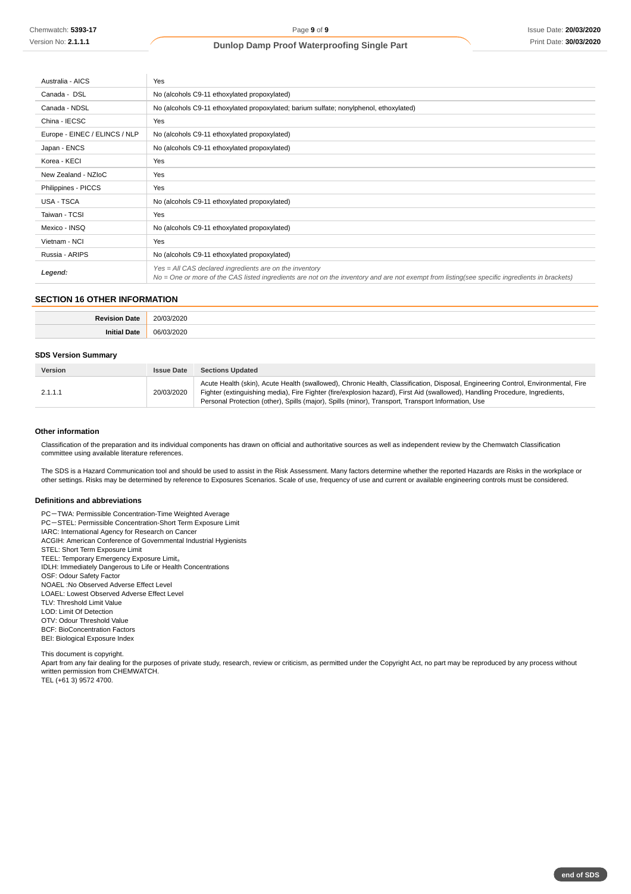| | |
|---|---|
| Australia - AICS | Yes |
| Canada - DSL | No (alcohols C9-11 ethoxylated propoxylated) |
| Canada - NDSL | No (alcohols C9-11 ethoxylated propoxylated; barium sulfate; nonylphenol, ethoxylated) |
| China - IECSC | Yes |
| Europe - EINEC / ELINCS / NLP | No (alcohols C9-11 ethoxylated propoxylated) |
| Japan - ENCS | No (alcohols C9-11 ethoxylated propoxylated) |
| Korea - KECI | Yes |
| New Zealand - NZIoC | Yes |
| Philippines - PICCS | Yes |
| USA - TSCA | No (alcohols C9-11 ethoxylated propoxylated) |
| Taiwan - TCSI | Yes |
| Mexico - INSQ | No (alcohols C9-11 ethoxylated propoxylated) |
| Vietnam - NCI | Yes |
| Russia - ARIPS | No (alcohols C9-11 ethoxylated propoxylated) |
| ***Legend:*** | *Yes = All CAS declared ingredients are on the inventory*<br>*No = One or more of the CAS listed ingredients are not on the inventory and are not exempt from listing(see specific ingredients in brackets)* |

## SECTION 16 OTHER INFORMATION

| | |
|---|---|
| **Revision Date** | 20/03/2020 |
| **Initial Date** | 06/03/2020 |

### SDS Version Summary

| Version | Issue Date | Sections Updated |
|---|---|---|
| 2.1.1.1 | 20/03/2020 | Acute Health (skin), Acute Health (swallowed), Chronic Health, Classification, Disposal, Engineering Control, Environmental, Fire Fighter (extinguishing media), Fire Fighter (fire/explosion hazard), First Aid (swallowed), Handling Procedure, Ingredients, Personal Protection (other), Spills (major), Spills (minor), Transport, Transport Information, Use |

### Other information

Classification of the preparation and its individual components has drawn on official and authoritative sources as well as independent review by the Chemwatch Classification committee using available literature references.

The SDS is a Hazard Communication tool and should be used to assist in the Risk Assessment. Many factors determine whether the reported Hazards are Risks in the workplace or other settings. Risks may be determined by reference to Exposures Scenarios. Scale of use, frequency of use and current or available engineering controls must be considered.

### Definitions and abbreviations

PC－TWA: Permissible Concentration-Time Weighted Average
PC－STEL: Permissible Concentration-Short Term Exposure Limit
IARC: International Agency for Research on Cancer
ACGIH: American Conference of Governmental Industrial Hygienists
STEL: Short Term Exposure Limit
TEEL: Temporary Emergency Exposure Limit。
IDLH: Immediately Dangerous to Life or Health Concentrations
OSF: Odour Safety Factor
NOAEL :No Observed Adverse Effect Level
LOAEL: Lowest Observed Adverse Effect Level
TLV: Threshold Limit Value
LOD: Limit Of Detection
OTV: Odour Threshold Value
BCF: BioConcentration Factors
BEI: Biological Exposure Index

This document is copyright.
Apart from any fair dealing for the purposes of private study, research, review or criticism, as permitted under the Copyright Act, no part may be reproduced by any process without written permission from CHEMWATCH.
TEL (+61 3) 9572 4700.

end of SDS